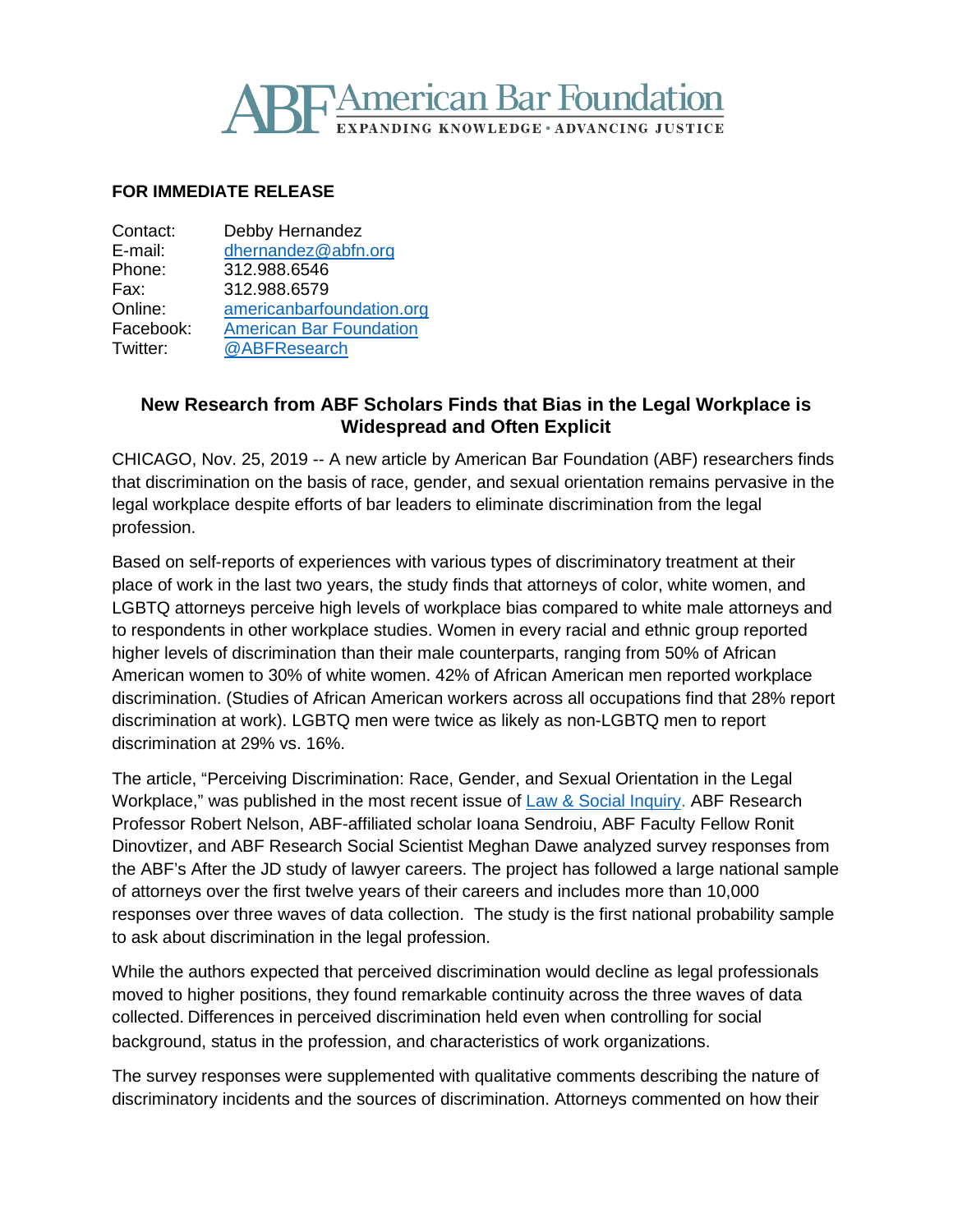**ABF American Bar Foundation**
EXPANDING KNOWLEDGE • ADVANCING JUSTICE

**FOR IMMEDIATE RELEASE**

| | |
|---|---|
| Contact: | Debby Hernandez |
| E-mail: | dhernandez@abfn.org |
| Phone: | 312.988.6546 |
| Fax: | 312.988.6579 |
| Online: | americanbarfoundation.org |
| Facebook: | American Bar Foundation |
| Twitter: | @ABFResearch |

## New Research from ABF Scholars Finds that Bias in the Legal Workplace is Widespread and Often Explicit

CHICAGO, Nov. 25, 2019 -- A new article by American Bar Foundation (ABF) researchers finds that discrimination on the basis of race, gender, and sexual orientation remains pervasive in the legal workplace despite efforts of bar leaders to eliminate discrimination from the legal profession.

Based on self-reports of experiences with various types of discriminatory treatment at their place of work in the last two years, the study finds that attorneys of color, white women, and LGBTQ attorneys perceive high levels of workplace bias compared to white male attorneys and to respondents in other workplace studies. Women in every racial and ethnic group reported higher levels of discrimination than their male counterparts, ranging from 50% of African American women to 30% of white women. 42% of African American men reported workplace discrimination. (Studies of African American workers across all occupations find that 28% report discrimination at work). LGBTQ men were twice as likely as non-LGBTQ men to report discrimination at 29% vs. 16%.

The article, "Perceiving Discrimination: Race, Gender, and Sexual Orientation in the Legal Workplace," was published in the most recent issue of Law & Social Inquiry. ABF Research Professor Robert Nelson, ABF-affiliated scholar Ioana Sendroiu, ABF Faculty Fellow Ronit Dinovtizer, and ABF Research Social Scientist Meghan Dawe analyzed survey responses from the ABF's After the JD study of lawyer careers. The project has followed a large national sample of attorneys over the first twelve years of their careers and includes more than 10,000 responses over three waves of data collection. The study is the first national probability sample to ask about discrimination in the legal profession.

While the authors expected that perceived discrimination would decline as legal professionals moved to higher positions, they found remarkable continuity across the three waves of data collected. Differences in perceived discrimination held even when controlling for social background, status in the profession, and characteristics of work organizations.

The survey responses were supplemented with qualitative comments describing the nature of discriminatory incidents and the sources of discrimination. Attorneys commented on how their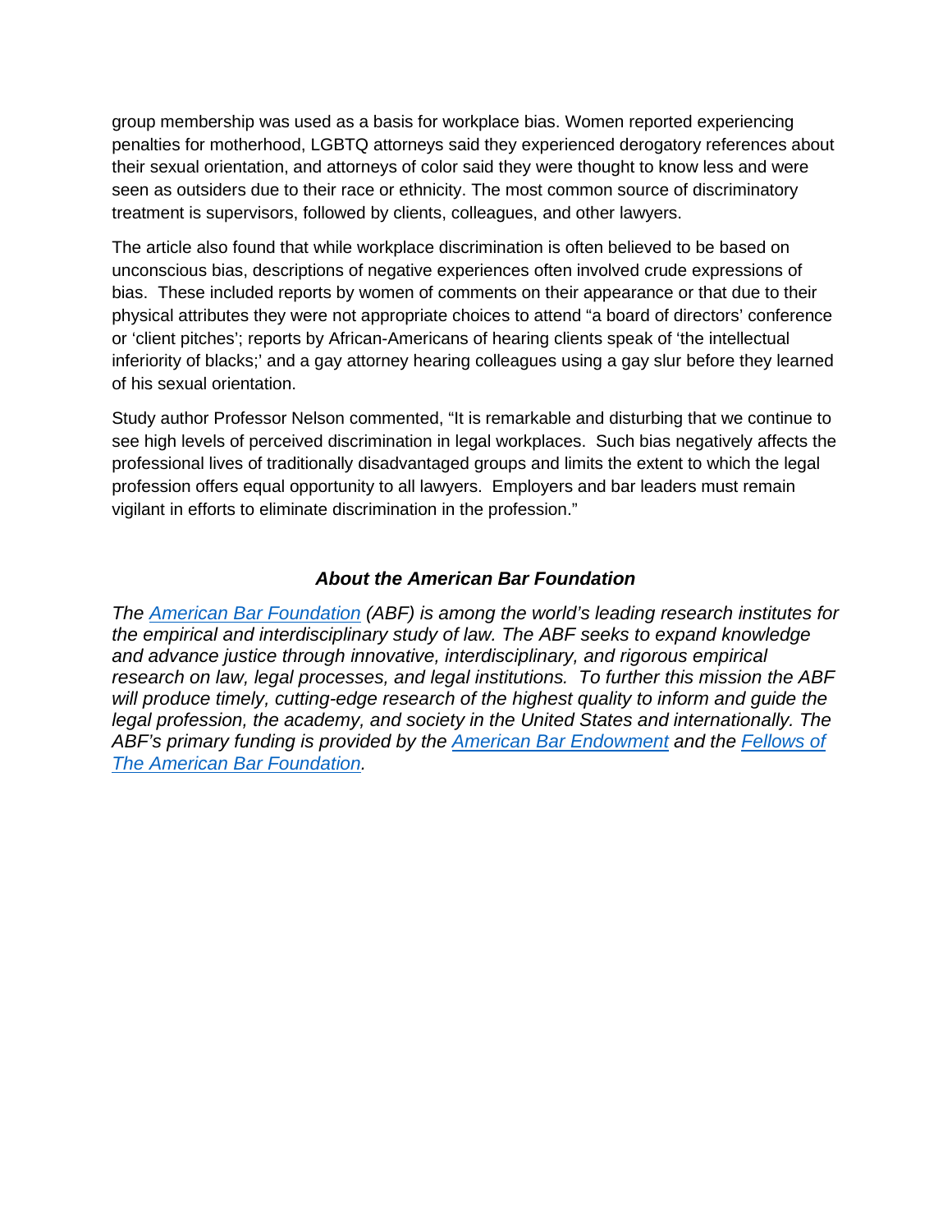group membership was used as a basis for workplace bias. Women reported experiencing penalties for motherhood, LGBTQ attorneys said they experienced derogatory references about their sexual orientation, and attorneys of color said they were thought to know less and were seen as outsiders due to their race or ethnicity. The most common source of discriminatory treatment is supervisors, followed by clients, colleagues, and other lawyers.

The article also found that while workplace discrimination is often believed to be based on unconscious bias, descriptions of negative experiences often involved crude expressions of bias. These included reports by women of comments on their appearance or that due to their physical attributes they were not appropriate choices to attend "a board of directors' conference or 'client pitches'; reports by African-Americans of hearing clients speak of 'the intellectual inferiority of blacks;' and a gay attorney hearing colleagues using a gay slur before they learned of his sexual orientation.

Study author Professor Nelson commented, "It is remarkable and disturbing that we continue to see high levels of perceived discrimination in legal workplaces. Such bias negatively affects the professional lives of traditionally disadvantaged groups and limits the extent to which the legal profession offers equal opportunity to all lawyers. Employers and bar leaders must remain vigilant in efforts to eliminate discrimination in the profession."

### *About the American Bar Foundation*

*The American Bar Foundation (ABF) is among the world's leading research institutes for the empirical and interdisciplinary study of law. The ABF seeks to expand knowledge and advance justice through innovative, interdisciplinary, and rigorous empirical research on law, legal processes, and legal institutions. To further this mission the ABF will produce timely, cutting-edge research of the highest quality to inform and guide the legal profession, the academy, and society in the United States and internationally. The ABF's primary funding is provided by the American Bar Endowment and the Fellows of The American Bar Foundation.*